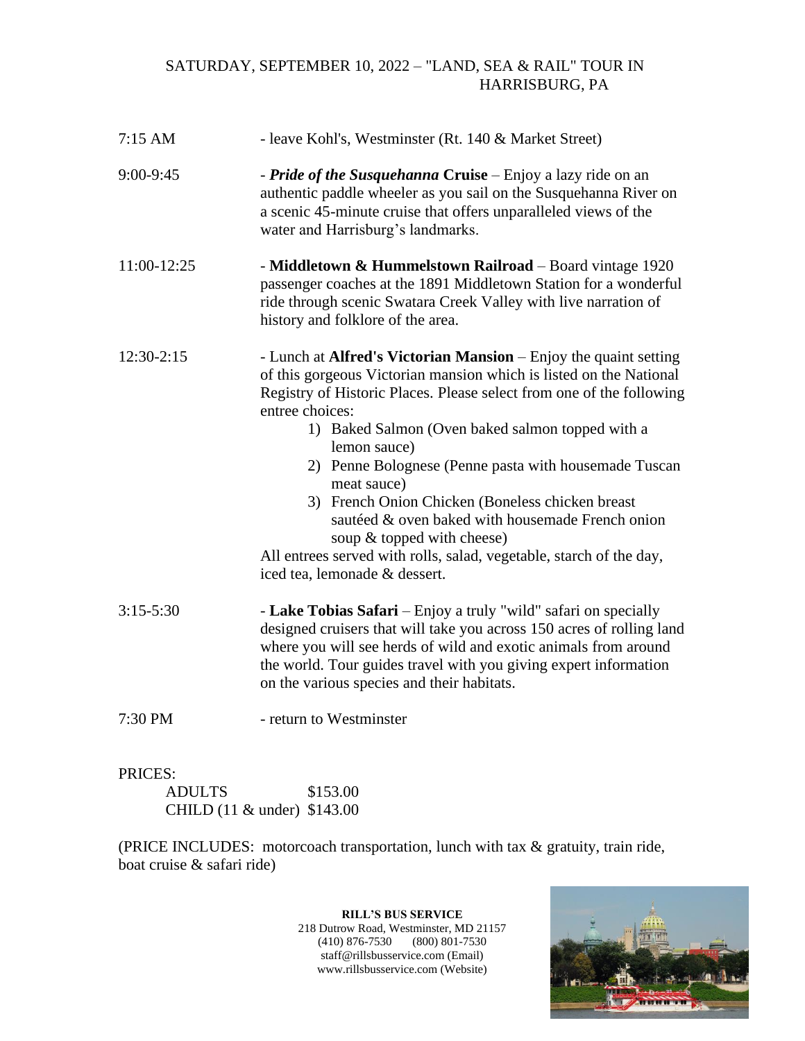# SATURDAY, SEPTEMBER 10, 2022 – "LAND, SEA & RAIL" TOUR IN HARRISBURG, PA

7:15 AM - leave Kohl's, Westminster (Rt. 140 & Market Street)

9:00-9:45 - ***Pride of the Susquehanna* Cruise** – Enjoy a lazy ride on an authentic paddle wheeler as you sail on the Susquehanna River on a scenic 45-minute cruise that offers unparalleled views of the water and Harrisburg's landmarks.

11:00-12:25 - **Middletown & Hummelstown Railroad** – Board vintage 1920 passenger coaches at the 1891 Middletown Station for a wonderful ride through scenic Swatara Creek Valley with live narration of history and folklore of the area.

12:30-2:15 - Lunch at **Alfred's Victorian Mansion** – Enjoy the quaint setting of this gorgeous Victorian mansion which is listed on the National Registry of Historic Places. Please select from one of the following entree choices:

1) Baked Salmon (Oven baked salmon topped with a lemon sauce)
2) Penne Bolognese (Penne pasta with housemade Tuscan meat sauce)
3) French Onion Chicken (Boneless chicken breast sautéed & oven baked with housemade French onion soup & topped with cheese)

All entrees served with rolls, salad, vegetable, starch of the day, iced tea, lemonade & dessert.

3:15-5:30 - **Lake Tobias Safari** – Enjoy a truly "wild" safari on specially designed cruisers that will take you across 150 acres of rolling land where you will see herds of wild and exotic animals from around the world. Tour guides travel with you giving expert information on the various species and their habitats.

7:30 PM - return to Westminster

PRICES:

| | |
|---|---|
| ADULTS | $153.00 |
| CHILD (11 & under) | $143.00 |

(PRICE INCLUDES: motorcoach transportation, lunch with tax & gratuity, train ride, boat cruise & safari ride)

**RILL'S BUS SERVICE**
218 Dutrow Road, Westminster, MD 21157
(410) 876-7530 (800) 801-7530
staff@rillsbusservice.com (Email)
www.rillsbusservice.com (Website)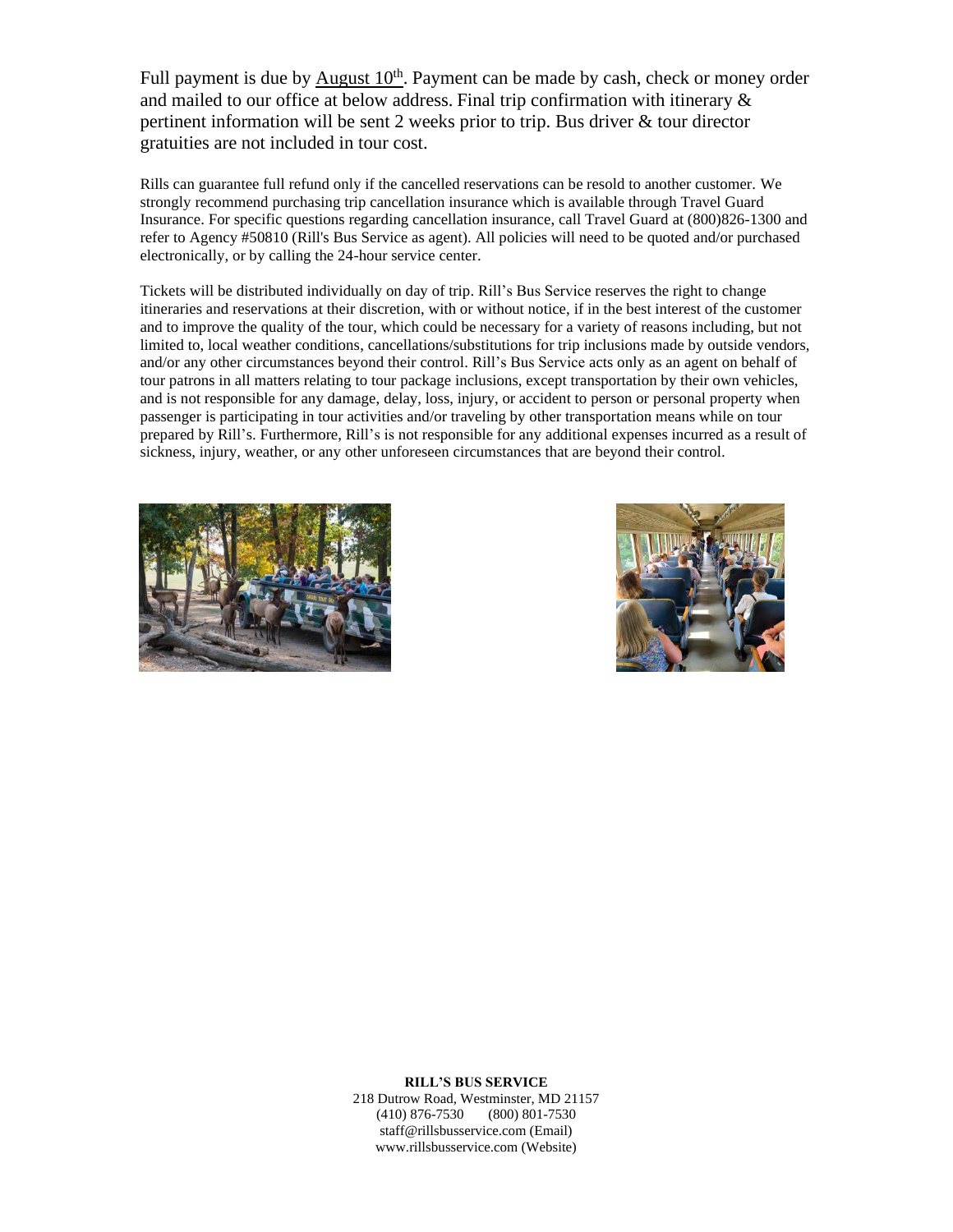Full payment is due by August 10th. Payment can be made by cash, check or money order and mailed to our office at below address. Final trip confirmation with itinerary & pertinent information will be sent 2 weeks prior to trip. Bus driver & tour director gratuities are not included in tour cost.

Rills can guarantee full refund only if the cancelled reservations can be resold to another customer. We strongly recommend purchasing trip cancellation insurance which is available through Travel Guard Insurance. For specific questions regarding cancellation insurance, call Travel Guard at (800)826-1300 and refer to Agency #50810 (Rill's Bus Service as agent). All policies will need to be quoted and/or purchased electronically, or by calling the 24-hour service center.

Tickets will be distributed individually on day of trip. Rill's Bus Service reserves the right to change itineraries and reservations at their discretion, with or without notice, if in the best interest of the customer and to improve the quality of the tour, which could be necessary for a variety of reasons including, but not limited to, local weather conditions, cancellations/substitutions for trip inclusions made by outside vendors, and/or any other circumstances beyond their control. Rill's Bus Service acts only as an agent on behalf of tour patrons in all matters relating to tour package inclusions, except transportation by their own vehicles, and is not responsible for any damage, delay, loss, injury, or accident to person or personal property when passenger is participating in tour activities and/or traveling by other transportation means while on tour prepared by Rill's. Furthermore, Rill's is not responsible for any additional expenses incurred as a result of sickness, injury, weather, or any other unforeseen circumstances that are beyond their control.

**RILL'S BUS SERVICE**
218 Dutrow Road, Westminster, MD 21157
(410) 876-7530 (800) 801-7530
staff@rillsbusservice.com (Email)
www.rillsbusservice.com (Website)